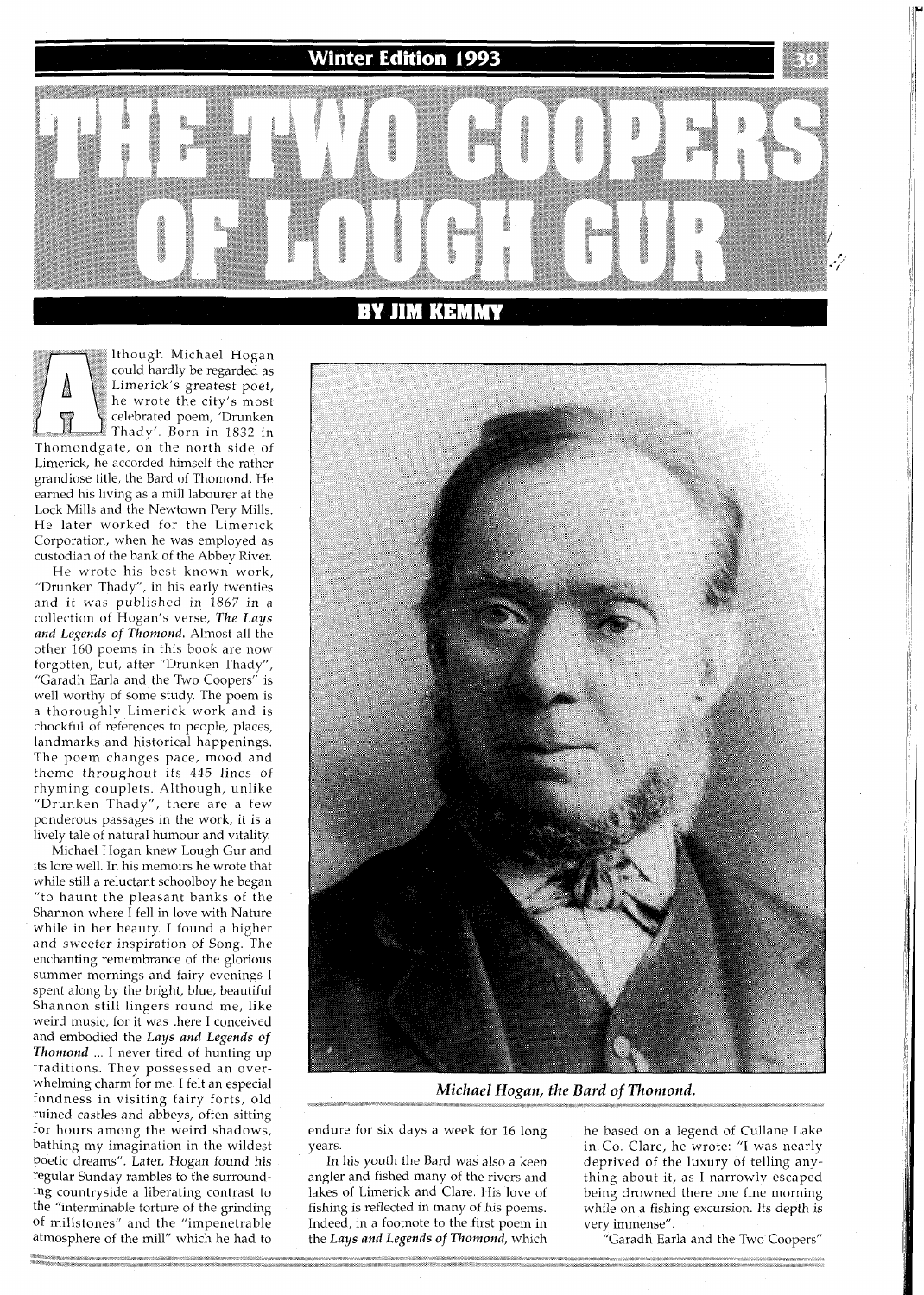# THE TWO COOPERS OF LOUGH GUR

## BY JIM KEMMY

Although Michael Hogan could hardly be regarded as Limerick's greatest poet, he wrote the city's most celebrated poem, 'Drunken Thady'. Born in 1832 in Thomondgate, on the north side of Limerick, he accorded himself the rather grandiose title, the Bard of Thomond. He earned his living as a mill labourer at the Lock Mills and the Newtown Pery Mills. He later worked for the Limerick Corporation, when he was employed as custodian of the bank of the Abbey River.

He wrote his best known work, "Drunken Thady", in his early twenties and it was published in 1867 in a collection of Hogan's verse, ***The Lays and Legends of Thomond***. Almost all the other 160 poems in this book are now forgotten, but, after "Drunken Thady", "Garadh Earla and the Two Coopers" is well worthy of some study. The poem is a thoroughly Limerick work and is chockful of references to people, places, landmarks and historical happenings. The poem changes pace, mood and theme throughout its 445 lines of rhyming couplets. Although, unlike "Drunken Thady", there are a few ponderous passages in the work, it is a lively tale of natural humour and vitality.

Michael Hogan knew Lough Gur and its lore well. In his memoirs he wrote that while still a reluctant schoolboy he began "to haunt the pleasant banks of the Shannon where I fell in love with Nature while in her beauty. I found a higher and sweeter inspiration of Song. The enchanting remembrance of the glorious summer mornings and fairy evenings I spent along by the bright, blue, beautiful Shannon still lingers round me, like weird music, for it was there I conceived and embodied the ***Lays and Legends of Thomond*** ... I never tired of hunting up traditions. They possessed an overwhelming charm for me. I felt an especial fondness in visiting fairy forts, old ruined castles and abbeys, often sitting for hours among the weird shadows, bathing my imagination in the wildest poetic dreams". Later, Hogan found his regular Sunday rambles to the surrounding countryside a liberating contrast to the "interminable torture of the grinding of millstones" and the "impenetrable atmosphere of the mill" which he had to endure for six days a week for 16 long years.

*Michael Hogan, the Bard of Thomond.*

In his youth the Bard was also a keen angler and fished many of the rivers and lakes of Limerick and Clare. His love of fishing is reflected in many of his poems. Indeed, in a footnote to the first poem in the ***Lays and Legends of Thomond***, which he based on a legend of Cullane Lake in Co. Clare, he wrote: "I was nearly deprived of the luxury of telling anything about it, as I narrowly escaped being drowned there one fine morning while on a fishing excursion. Its depth is very immense".

"Garadh Earla and the Two Coopers"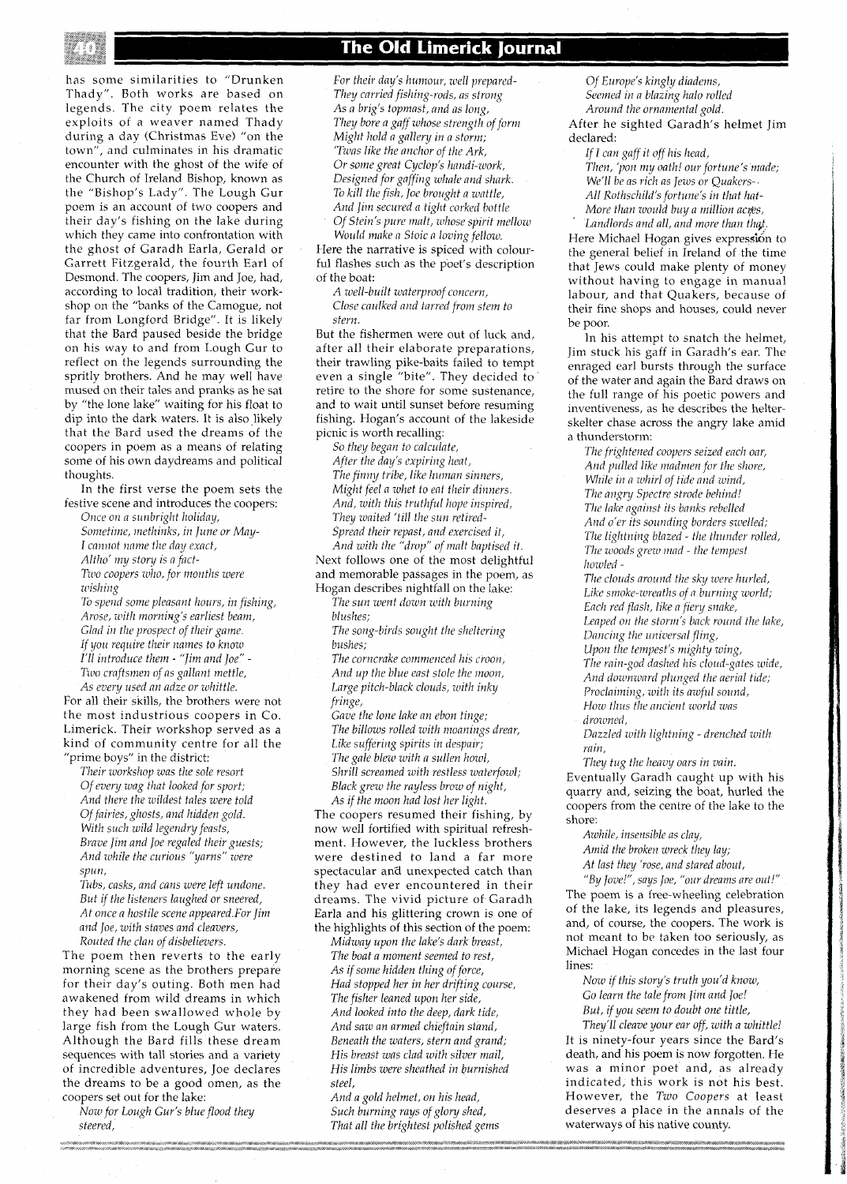has some similarities to "Drunken Thady". Both works are based on legends. The city poem relates the exploits of a weaver named Thady during a day (Christmas Eve) "on the town", and culminates in his dramatic encounter with the ghost of the wife of the Church of Ireland Bishop, known as the "Bishop's Lady". The Lough Gur poem is an account of two coopers and their day's fishing on the lake during which they came into confrontation with the ghost of Garadh Earla, Gerald or Garrett Fitzgerald, the fourth Earl of Desmond. The coopers, Jim and Joe, had, according to local tradition, their workshop on the "banks of the Camogue, not far from Longford Bridge". It is likely that the Bard paused beside the bridge on his way to and from Lough Gur to reflect on the legends surrounding the spritly brothers. And he may well have mused on their tales and pranks as he sat by "the lone lake" waiting for his float to dip into the dark waters. It is also likely that the Bard used the dreams of the coopers in poem as a means of relating some of his own daydreams and political thoughts.

In the first verse the poem sets the festive scene and introduces the coopers:

*Once on a sunbright holiday,*
*Sometime, methinks, in June or May-*
*I cannot name the day exact,*
*Altho' my story is a fact-*
*Two coopers who, for months were wishing*
*To spend some pleasant hours, in fishing,*
*Arose, with morning's earliest beam,*
*Glad in the prospect of their game.*
*If you require their names to know*
*I'll introduce them - "Jim and Joe" -*
*Two craftsmen of as gallant mettle,*
*As every used an adze or whittle.*

For all their skills, the brothers were not the most industrious coopers in Co. Limerick. Their workshop served as a kind of community centre for all the "prime boys" in the district:

*Their workshop was the sole resort*
*Of every wag that looked for sport;*
*And there the wildest tales were told*
*Of fairies, ghosts, and hidden gold.*
*With such wild legendry feasts,*
*Brave Jim and Joe regaled their guests;*
*And while the curious "yarns" were spun,*
*Tubs, casks, and cans were left undone.*
*But if the listeners laughed or sneered,*
*At once a hostile scene appeared.For Jim and Joe, with staves and cleavers,*
*Routed the clan of disbelievers.*

The poem then reverts to the early morning scene as the brothers prepare for their day's outing. Both men had awakened from wild dreams in which they had been swallowed whole by large fish from the Lough Gur waters. Although the Bard fills these dream sequences with tall stories and a variety of incredible adventures, Joe declares the dreams to be a good omen, as the coopers set out for the lake:

*Now for Lough Gur's blue flood they steered,*
*For their day's humour, well prepared-*
*They carried fishing-rods, as strong*
*As a brig's topmast, and as long,*
*They bore a gaff whose strength of form*
*Might hold a gallery in a storm;*
*'Twas like the anchor of the Ark,*
*Or some great Cyclop's handi-work,*
*Designed for gaffing whale and shark.*
*To kill the fish, Joe brought a wattle,*
*And Jim secured a tight corked bottle*
*Of Stein's pure malt, whose spirit mellow*
*Would make a Stoic a loving fellow.*

Here the narrative is spiced with colourful flashes such as the poet's description of the boat:

*A well-built waterproof concern,*
*Close caulked and tarred from stem to stern.*

But the fishermen were out of luck and, after all their elaborate preparations, their trawling pike-baits failed to tempt even a single "bite". They decided to retire to the shore for some sustenance, and to wait until sunset before resuming fishing. Hogan's account of the lakeside picnic is worth recalling:

*So they began to calculate,*
*After the day's expiring heat,*
*The finny tribe, like human sinners,*
*Might feel a whet to eat their dinners.*
*And, with this truthful hope inspired,*
*They waited 'till the sun retired-*
*Spread their repast, and exercised it,*
*And with the "drop" of malt baptised it.*

Next follows one of the most delightful and memorable passages in the poem, as Hogan describes nightfall on the lake:

*The sun went down with burning blushes;*
*The song-birds sought the sheltering bushes;*
*The corncrake commenced his croon,*
*And up the blue east stole the moon,*
*Large pitch-black clouds, with inky fringe,*
*Gave the lone lake an ebon tinge;*
*The billows rolled with moanings drear,*
*Like suffering spirits in despair;*
*The gale blew with a sullen howl,*
*Shrill screamed with restless waterfowl;*
*Black grew the rayless brow of night,*
*As if the moon had lost her light.*

The coopers resumed their fishing, by now well fortified with spiritual refreshment. However, the luckless brothers were destined to land a far more spectacular and unexpected catch than they had ever encountered in their dreams. The vivid picture of Garadh Earla and his glittering crown is one of the highlights of this section of the poem:

*Midway upon the lake's dark breast,*
*The boat a moment seemed to rest,*
*As if some hidden thing of force,*
*Had stopped her in her drifting course,*
*The fisher leaned upon her side,*
*And looked into the deep, dark tide,*
*And saw an armed chieftain stand,*
*Beneath the waters, stern and grand;*
*His breast was clad with silver mail,*
*His limbs were sheathed in burnished steel,*
*And a gold helmet, on his head,*
*Such burning rays of glory shed,*
*That all the brightest polished gems*
*Of Europe's kingly diadems,*
*Seemed in a blazing halo rolled*
*Around the ornamental gold.*

After he sighted Garadh's helmet Jim declared:

*If I can gaff it off his head,*
*Then, 'pon my oath! our fortune's made;*
*We'll be as rich as Jews or Quakers-*
*All Rothschild's fortune's in that hat-*
*More than would buy a million acres,*
*Landlords and all, and more than that.*

Here Michael Hogan gives expression to the general belief in Ireland of the time that Jews could make plenty of money without having to engage in manual labour, and that Quakers, because of their fine shops and houses, could never be poor.

In his attempt to snatch the helmet, Jim stuck his gaff in Garadh's ear. The enraged earl bursts through the surface of the water and again the Bard draws on the full range of his poetic powers and inventiveness, as he describes the helter-skelter chase across the angry lake amid a thunderstorm:

*The frightened coopers seized each oar,*
*And pulled like madmen for the shore,*
*While in a whirl of tide and wind,*
*The angry Spectre strode behind!*
*The lake against its banks rebelled*
*And o'er its sounding borders swelled;*
*The lightning blazed - the thunder rolled,*
*The woods grew mad - the tempest howled -*
*The clouds around the sky were hurled,*
*Like smoke-wreaths of a burning world;*
*Each red flash, like a fiery snake,*
*Leaped on the storm's back round the lake,*
*Dancing the universal fling,*
*Upon the tempest's mighty wing,*
*The rain-god dashed his cloud-gates wide,*
*And downward plunged the aerial tide;*
*Proclaiming, with its awful sound,*
*How thus the ancient world was drowned,*
*Dazzled with lightning - drenched with rain,*
*They tug the heavy oars in vain.*

Eventually Garadh caught up with his quarry and, seizing the boat, hurled the coopers from the centre of the lake to the shore:

*Awhile, insensible as clay,*
*Amid the broken wreck they lay;*
*At last they 'rose, and stared about,*
*"By Jove!", says Joe, "our dreams are out!"*

The poem is a free-wheeling celebration of the lake, its legends and pleasures, and, of course, the coopers. The work is not meant to be taken too seriously, as Michael Hogan concedes in the last four lines:

*Now if this story's truth you'd know,*
*Go learn the tale from Jim and Joe!*
*But, if you seem to doubt one tittle,*
*They'll cleave your ear off, with a whittle!*

It is ninety-four years since the Bard's death, and his poem is now forgotten. He was a minor poet and, as already indicated, this work is not his best. However, the *Two Coopers* at least deserves a place in the annals of the waterways of his native county.